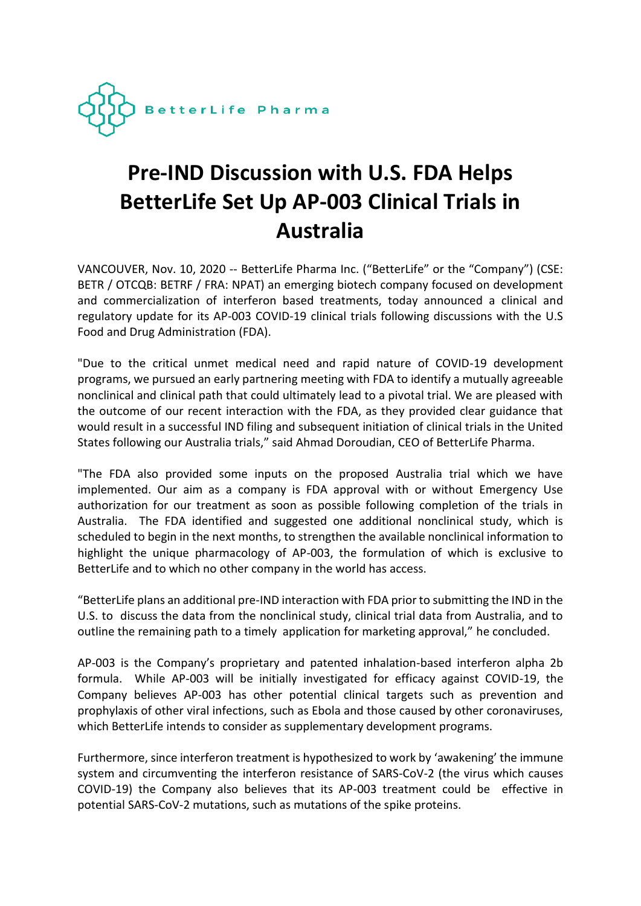BetterLife Pharma

# Pre-IND Discussion with U.S. FDA Helps BetterLife Set Up AP-003 Clinical Trials in Australia

VANCOUVER, Nov. 10, 2020 -- BetterLife Pharma Inc. ("BetterLife" or the "Company") (CSE: BETR / OTCQB: BETRF / FRA: NPAT) an emerging biotech company focused on development and commercialization of interferon based treatments, today announced a clinical and regulatory update for its AP-003 COVID-19 clinical trials following discussions with the U.S Food and Drug Administration (FDA).

"Due to the critical unmet medical need and rapid nature of COVID-19 development programs, we pursued an early partnering meeting with FDA to identify a mutually agreeable nonclinical and clinical path that could ultimately lead to a pivotal trial. We are pleased with the outcome of our recent interaction with the FDA, as they provided clear guidance that would result in a successful IND filing and subsequent initiation of clinical trials in the United States following our Australia trials," said Ahmad Doroudian, CEO of BetterLife Pharma.

"The FDA also provided some inputs on the proposed Australia trial which we have implemented. Our aim as a company is FDA approval with or without Emergency Use authorization for our treatment as soon as possible following completion of the trials in Australia. The FDA identified and suggested one additional nonclinical study, which is scheduled to begin in the next months, to strengthen the available nonclinical information to highlight the unique pharmacology of AP-003, the formulation of which is exclusive to BetterLife and to which no other company in the world has access.

"BetterLife plans an additional pre-IND interaction with FDA prior to submitting the IND in the U.S. to discuss the data from the nonclinical study, clinical trial data from Australia, and to outline the remaining path to a timely application for marketing approval," he concluded.

AP-003 is the Company's proprietary and patented inhalation-based interferon alpha 2b formula. While AP-003 will be initially investigated for efficacy against COVID-19, the Company believes AP-003 has other potential clinical targets such as prevention and prophylaxis of other viral infections, such as Ebola and those caused by other coronaviruses, which BetterLife intends to consider as supplementary development programs.

Furthermore, since interferon treatment is hypothesized to work by 'awakening' the immune system and circumventing the interferon resistance of SARS-CoV-2 (the virus which causes COVID-19) the Company also believes that its AP-003 treatment could be effective in potential SARS-CoV-2 mutations, such as mutations of the spike proteins.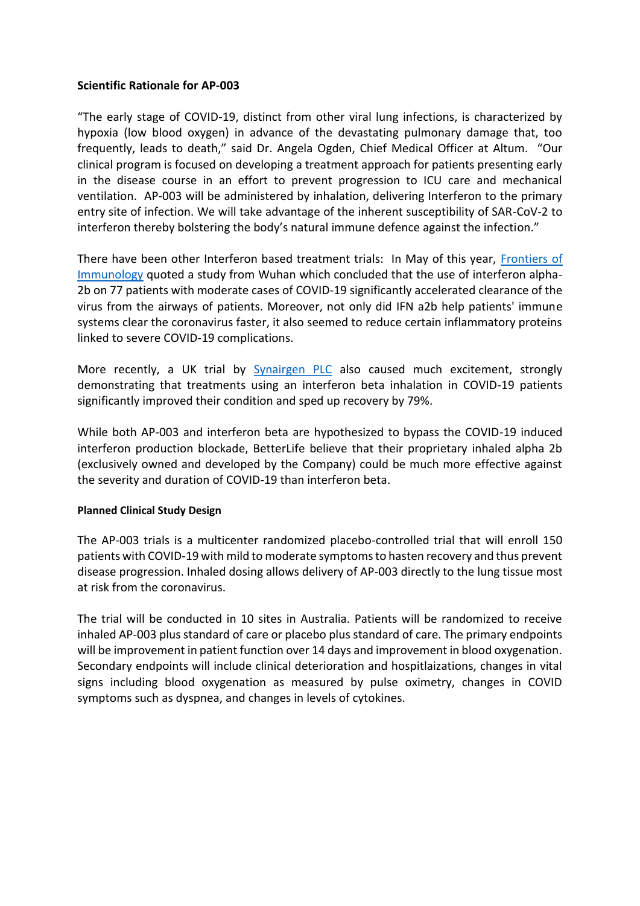**Scientific Rationale for AP-003**

"The early stage of COVID-19, distinct from other viral lung infections, is characterized by hypoxia (low blood oxygen) in advance of the devastating pulmonary damage that, too frequently, leads to death," said Dr. Angela Ogden, Chief Medical Officer at Altum. "Our clinical program is focused on developing a treatment approach for patients presenting early in the disease course in an effort to prevent progression to ICU care and mechanical ventilation. AP-003 will be administered by inhalation, delivering Interferon to the primary entry site of infection. We will take advantage of the inherent susceptibility of SAR-CoV-2 to interferon thereby bolstering the body's natural immune defence against the infection."

There have been other Interferon based treatment trials: In May of this year, Frontiers of Immunology quoted a study from Wuhan which concluded that the use of interferon alpha-2b on 77 patients with moderate cases of COVID-19 significantly accelerated clearance of the virus from the airways of patients. Moreover, not only did IFN a2b help patients' immune systems clear the coronavirus faster, it also seemed to reduce certain inflammatory proteins linked to severe COVID-19 complications.

More recently, a UK trial by Synairgen PLC also caused much excitement, strongly demonstrating that treatments using an interferon beta inhalation in COVID-19 patients significantly improved their condition and sped up recovery by 79%.

While both AP-003 and interferon beta are hypothesized to bypass the COVID-19 induced interferon production blockade, BetterLife believe that their proprietary inhaled alpha 2b (exclusively owned and developed by the Company) could be much more effective against the severity and duration of COVID-19 than interferon beta.

**Planned Clinical Study Design**

The AP-003 trials is a multicenter randomized placebo-controlled trial that will enroll 150 patients with COVID-19 with mild to moderate symptoms to hasten recovery and thus prevent disease progression. Inhaled dosing allows delivery of AP-003 directly to the lung tissue most at risk from the coronavirus.

The trial will be conducted in 10 sites in Australia. Patients will be randomized to receive inhaled AP-003 plus standard of care or placebo plus standard of care. The primary endpoints will be improvement in patient function over 14 days and improvement in blood oxygenation. Secondary endpoints will include clinical deterioration and hospitlaizations, changes in vital signs including blood oxygenation as measured by pulse oximetry, changes in COVID symptoms such as dyspnea, and changes in levels of cytokines.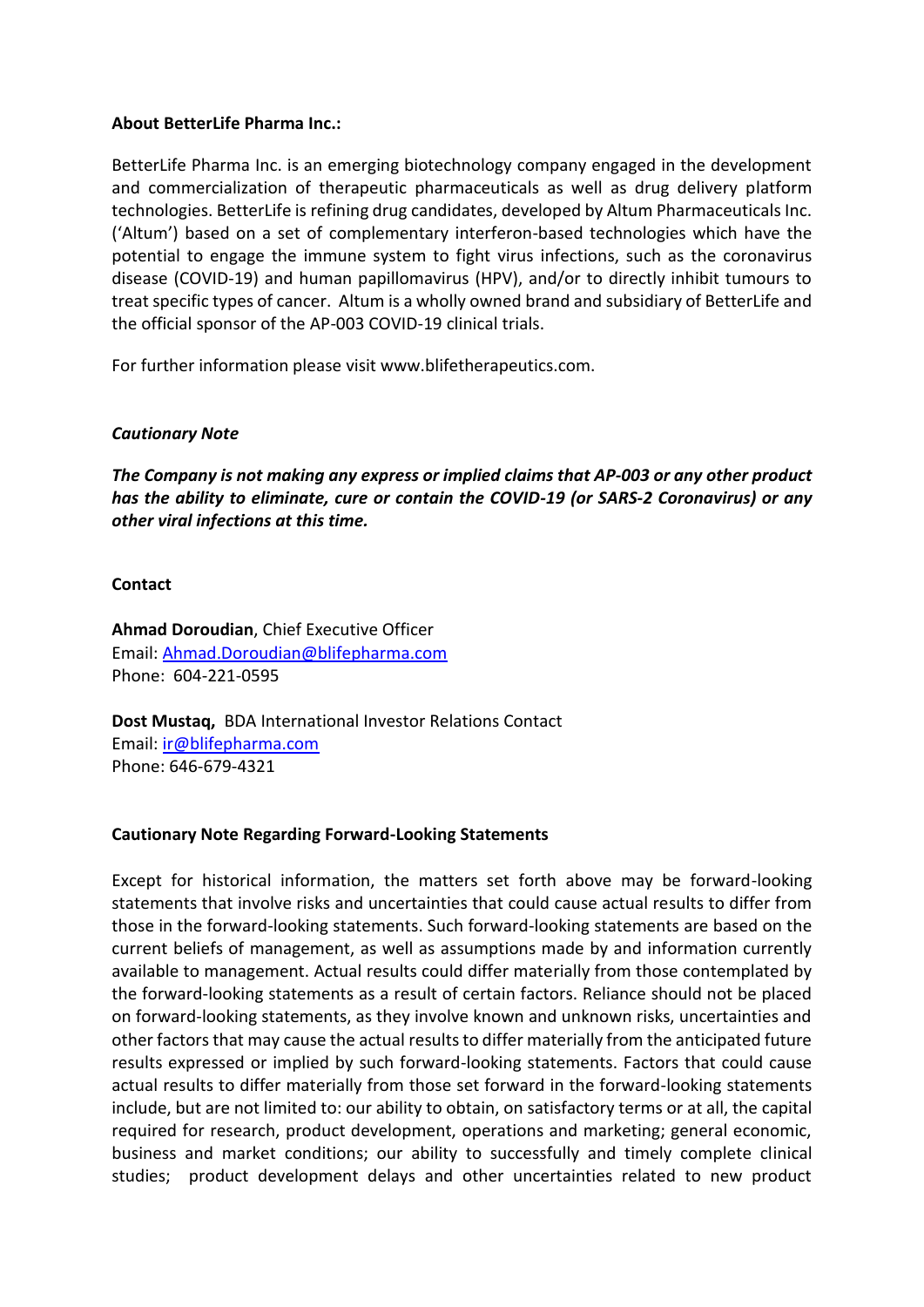**About BetterLife Pharma Inc.:**

BetterLife Pharma Inc. is an emerging biotechnology company engaged in the development and commercialization of therapeutic pharmaceuticals as well as drug delivery platform technologies. BetterLife is refining drug candidates, developed by Altum Pharmaceuticals Inc. ('Altum') based on a set of complementary interferon-based technologies which have the potential to engage the immune system to fight virus infections, such as the coronavirus disease (COVID-19) and human papillomavirus (HPV), and/or to directly inhibit tumours to treat specific types of cancer. Altum is a wholly owned brand and subsidiary of BetterLife and the official sponsor of the AP-003 COVID-19 clinical trials.

For further information please visit www.blifetherapeutics.com.

***Cautionary Note***

***The Company is not making any express or implied claims that AP-003 or any other product has the ability to eliminate, cure or contain the COVID-19 (or SARS-2 Coronavirus) or any other viral infections at this time.***

**Contact**

**Ahmad Doroudian**, Chief Executive Officer
Email: Ahmad.Doroudian@blifepharma.com
Phone: 604-221-0595

**Dost Mustaq,** BDA International Investor Relations Contact
Email: ir@blifepharma.com
Phone: 646-679-4321

**Cautionary Note Regarding Forward-Looking Statements**

Except for historical information, the matters set forth above may be forward-looking statements that involve risks and uncertainties that could cause actual results to differ from those in the forward-looking statements. Such forward-looking statements are based on the current beliefs of management, as well as assumptions made by and information currently available to management. Actual results could differ materially from those contemplated by the forward-looking statements as a result of certain factors. Reliance should not be placed on forward-looking statements, as they involve known and unknown risks, uncertainties and other factors that may cause the actual results to differ materially from the anticipated future results expressed or implied by such forward-looking statements. Factors that could cause actual results to differ materially from those set forward in the forward-looking statements include, but are not limited to: our ability to obtain, on satisfactory terms or at all, the capital required for research, product development, operations and marketing; general economic, business and market conditions; our ability to successfully and timely complete clinical studies; product development delays and other uncertainties related to new product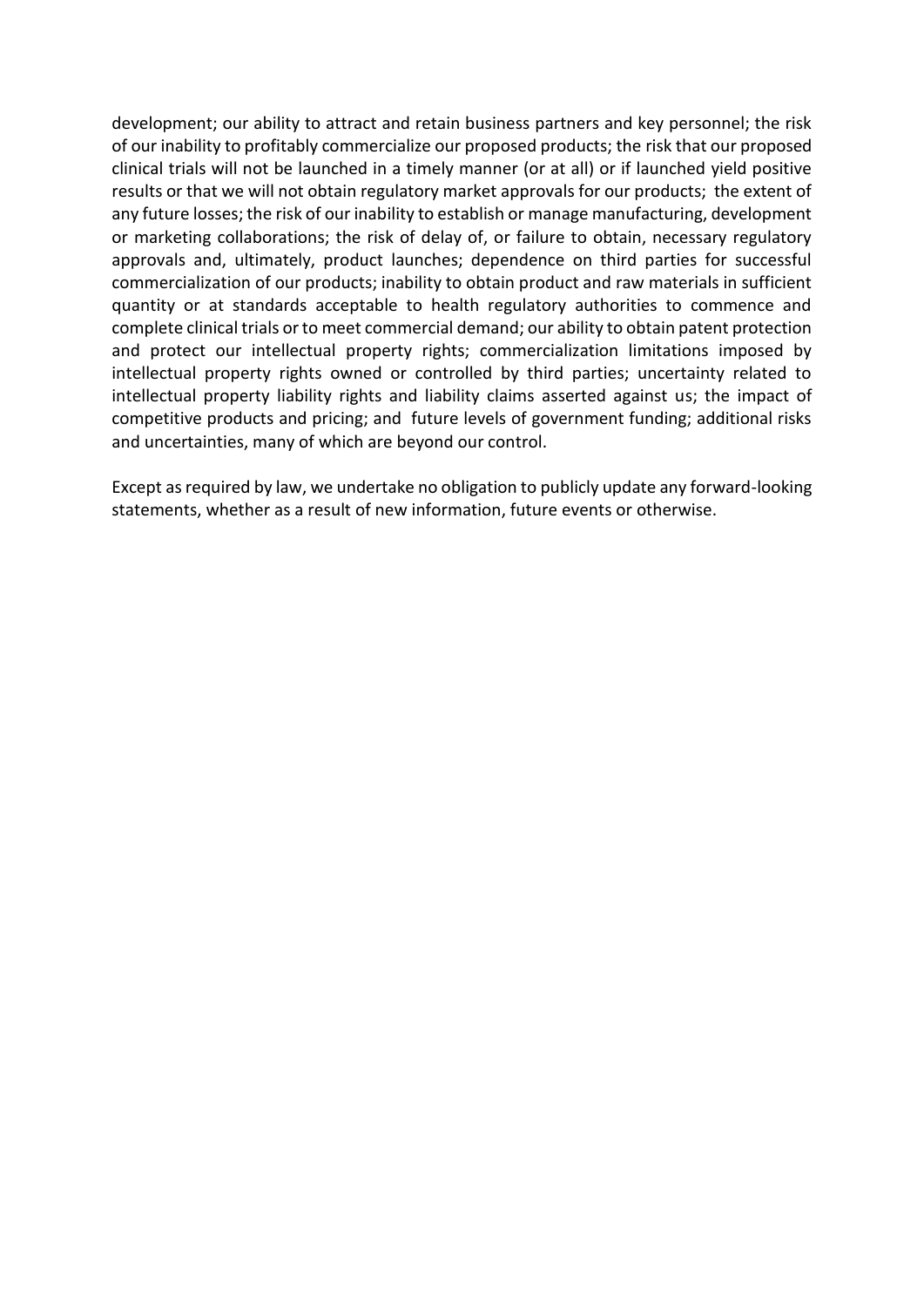development; our ability to attract and retain business partners and key personnel; the risk of our inability to profitably commercialize our proposed products; the risk that our proposed clinical trials will not be launched in a timely manner (or at all) or if launched yield positive results or that we will not obtain regulatory market approvals for our products; the extent of any future losses; the risk of our inability to establish or manage manufacturing, development or marketing collaborations; the risk of delay of, or failure to obtain, necessary regulatory approvals and, ultimately, product launches; dependence on third parties for successful commercialization of our products; inability to obtain product and raw materials in sufficient quantity or at standards acceptable to health regulatory authorities to commence and complete clinical trials or to meet commercial demand; our ability to obtain patent protection and protect our intellectual property rights; commercialization limitations imposed by intellectual property rights owned or controlled by third parties; uncertainty related to intellectual property liability rights and liability claims asserted against us; the impact of competitive products and pricing; and future levels of government funding; additional risks and uncertainties, many of which are beyond our control.

Except as required by law, we undertake no obligation to publicly update any forward-looking statements, whether as a result of new information, future events or otherwise.